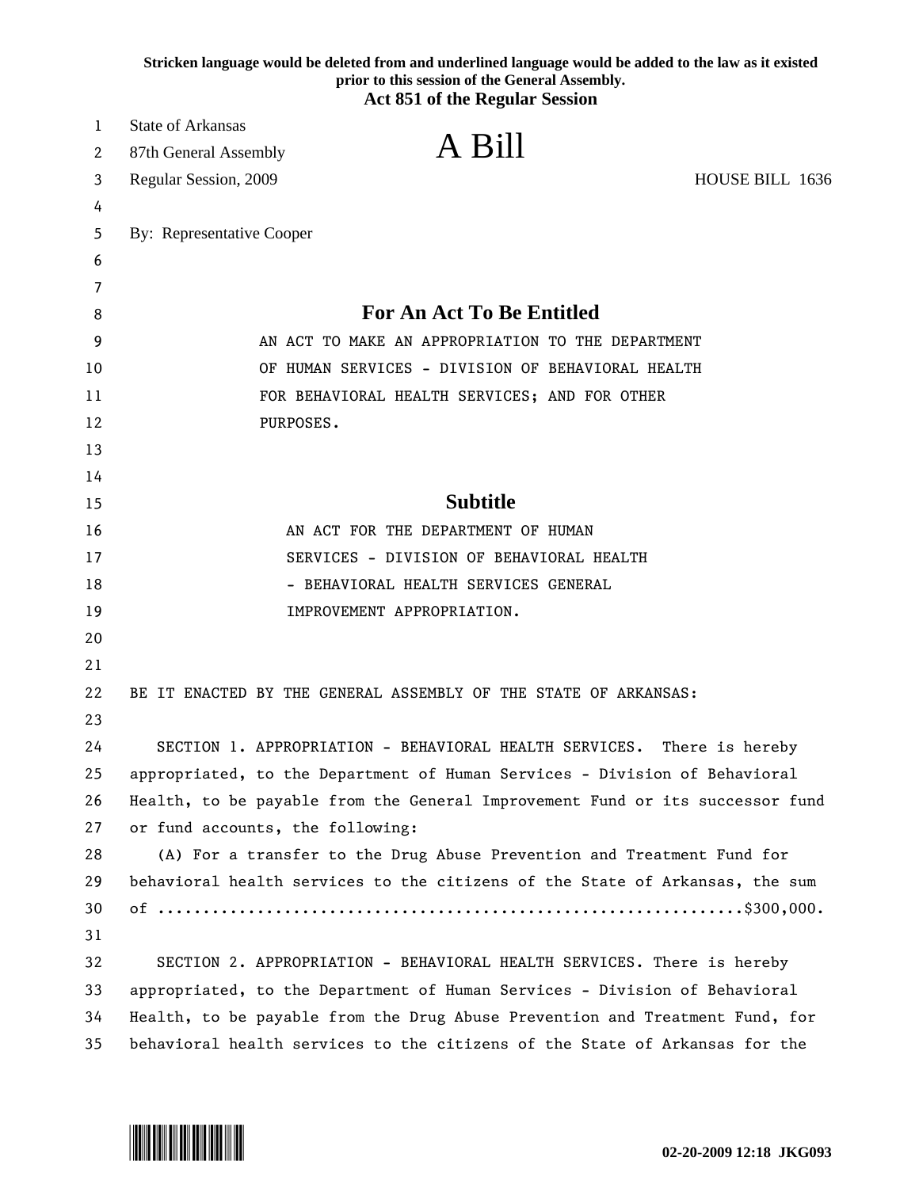**Stricken language would be deleted from and underlined language would be added to the law as it existed prior to this session of the General Assembly.**
**Act 851 of the Regular Session**

State of Arkansas
87th General Assembly
Regular Session, 2009

# A Bill

HOUSE BILL 1636

By: Representative Cooper

## For An Act To Be Entitled

AN ACT TO MAKE AN APPROPRIATION TO THE DEPARTMENT OF HUMAN SERVICES - DIVISION OF BEHAVIORAL HEALTH FOR BEHAVIORAL HEALTH SERVICES; AND FOR OTHER PURPOSES.

## Subtitle

AN ACT FOR THE DEPARTMENT OF HUMAN SERVICES - DIVISION OF BEHAVIORAL HEALTH - BEHAVIORAL HEALTH SERVICES GENERAL IMPROVEMENT APPROPRIATION.

BE IT ENACTED BY THE GENERAL ASSEMBLY OF THE STATE OF ARKANSAS:

SECTION 1. APPROPRIATION - BEHAVIORAL HEALTH SERVICES. There is hereby appropriated, to the Department of Human Services - Division of Behavioral Health, to be payable from the General Improvement Fund or its successor fund or fund accounts, the following:

(A) For a transfer to the Drug Abuse Prevention and Treatment Fund for behavioral health services to the citizens of the State of Arkansas, the sum of ...............................................................$300,000.

SECTION 2. APPROPRIATION - BEHAVIORAL HEALTH SERVICES. There is hereby appropriated, to the Department of Human Services - Division of Behavioral Health, to be payable from the Drug Abuse Prevention and Treatment Fund, for behavioral health services to the citizens of the State of Arkansas for the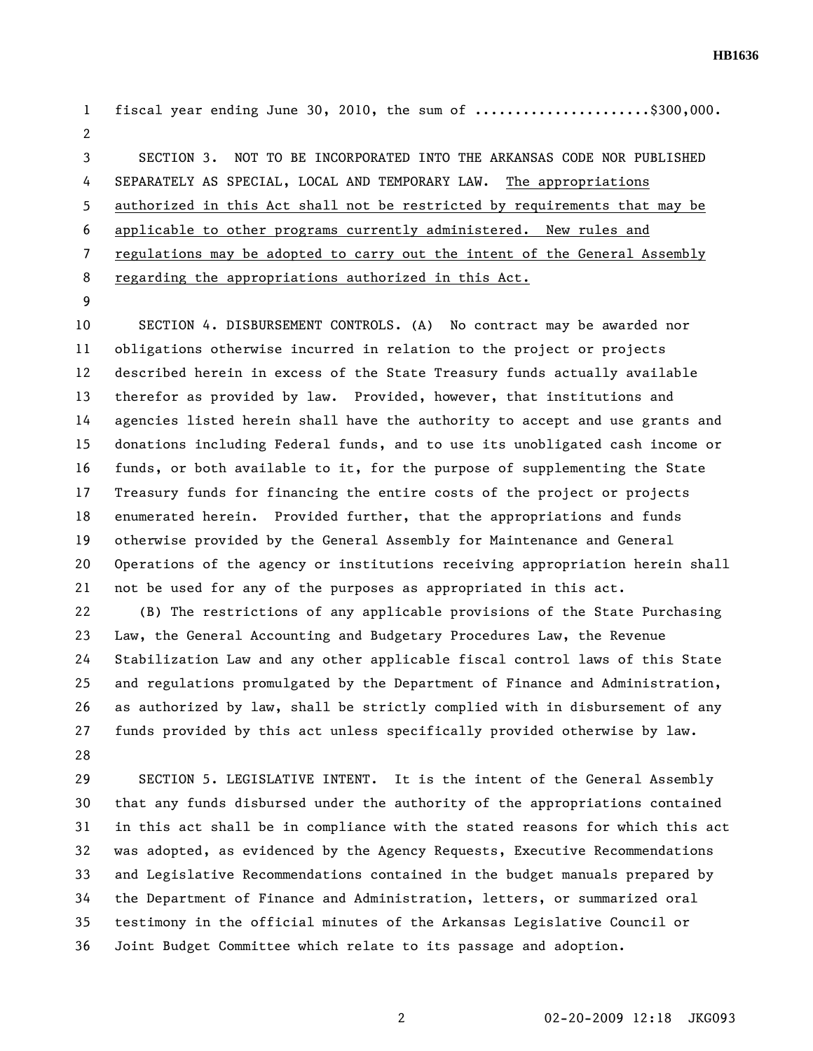fiscal year ending June 30, 2010, the sum of ......................$300,000.

SECTION 3. NOT TO BE INCORPORATED INTO THE ARKANSAS CODE NOR PUBLISHED SEPARATELY AS SPECIAL, LOCAL AND TEMPORARY LAW. <u>The appropriations authorized in this Act shall not be restricted by requirements that may be applicable to other programs currently administered. New rules and regulations may be adopted to carry out the intent of the General Assembly regarding the appropriations authorized in this Act.</u>

SECTION 4. DISBURSEMENT CONTROLS. (A) No contract may be awarded nor obligations otherwise incurred in relation to the project or projects described herein in excess of the State Treasury funds actually available therefor as provided by law. Provided, however, that institutions and agencies listed herein shall have the authority to accept and use grants and donations including Federal funds, and to use its unobligated cash income or funds, or both available to it, for the purpose of supplementing the State Treasury funds for financing the entire costs of the project or projects enumerated herein. Provided further, that the appropriations and funds otherwise provided by the General Assembly for Maintenance and General Operations of the agency or institutions receiving appropriation herein shall not be used for any of the purposes as appropriated in this act.

(B) The restrictions of any applicable provisions of the State Purchasing Law, the General Accounting and Budgetary Procedures Law, the Revenue Stabilization Law and any other applicable fiscal control laws of this State and regulations promulgated by the Department of Finance and Administration, as authorized by law, shall be strictly complied with in disbursement of any funds provided by this act unless specifically provided otherwise by law.

SECTION 5. LEGISLATIVE INTENT. It is the intent of the General Assembly that any funds disbursed under the authority of the appropriations contained in this act shall be in compliance with the stated reasons for which this act was adopted, as evidenced by the Agency Requests, Executive Recommendations and Legislative Recommendations contained in the budget manuals prepared by the Department of Finance and Administration, letters, or summarized oral testimony in the official minutes of the Arkansas Legislative Council or Joint Budget Committee which relate to its passage and adoption.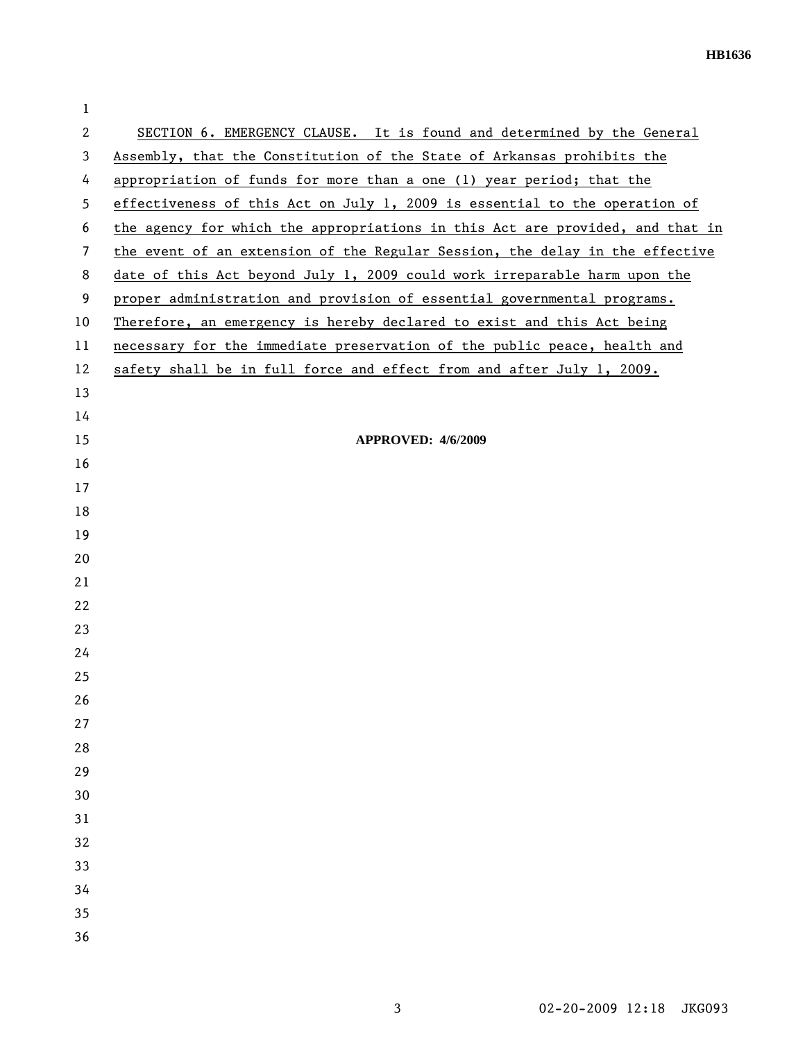SECTION 6. EMERGENCY CLAUSE. It is found and determined by the General Assembly, that the Constitution of the State of Arkansas prohibits the appropriation of funds for more than a one (1) year period; that the effectiveness of this Act on July 1, 2009 is essential to the operation of the agency for which the appropriations in this Act are provided, and that in the event of an extension of the Regular Session, the delay in the effective date of this Act beyond July 1, 2009 could work irreparable harm upon the proper administration and provision of essential governmental programs. Therefore, an emergency is hereby declared to exist and this Act being necessary for the immediate preservation of the public peace, health and safety shall be in full force and effect from and after July 1, 2009.

**APPROVED: 4/6/2009**